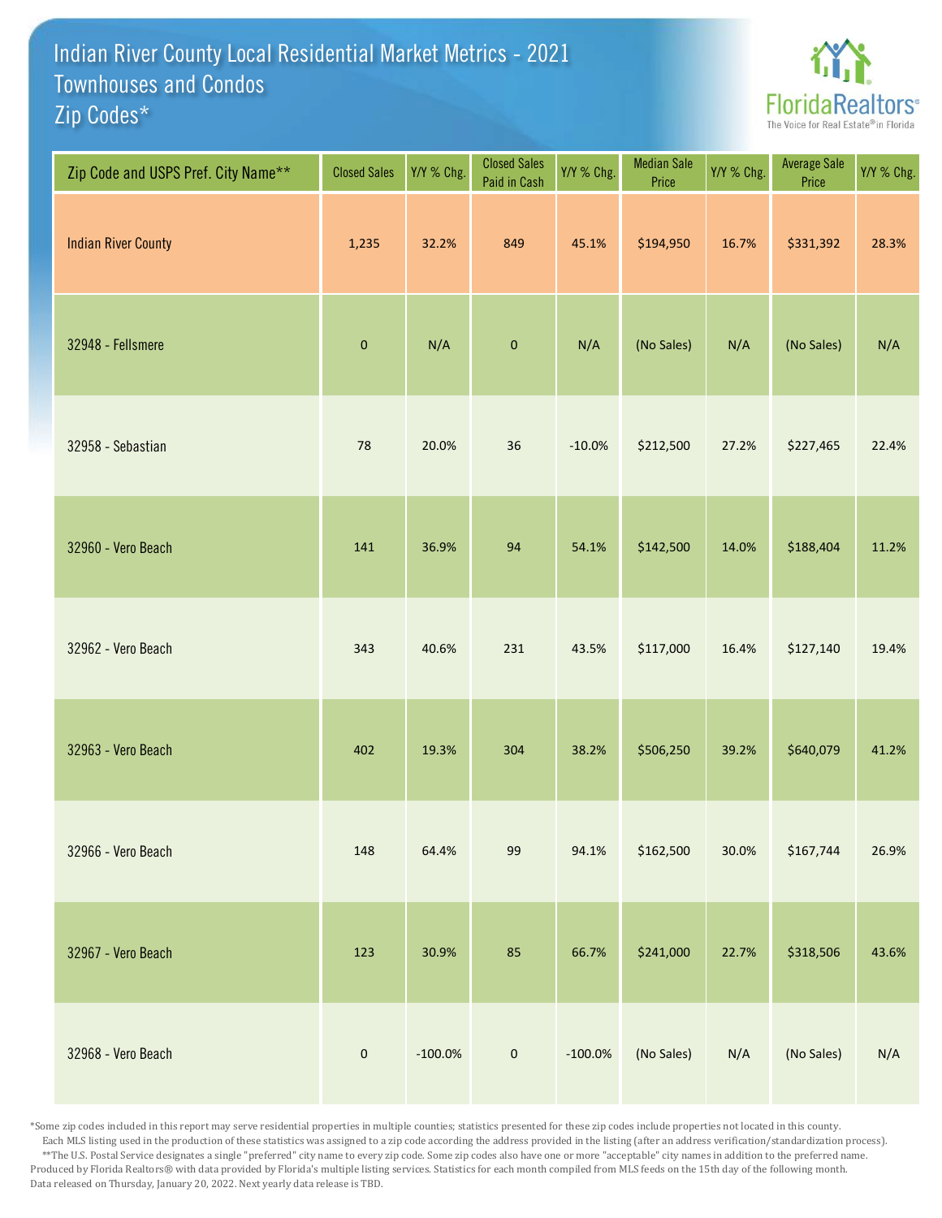# Indian River County Local Residential Market Metrics - 2021
## Townhouses and Condos
## Zip Codes*

FloridaRealtors®
The Voice for Real Estate® in Florida

| Zip Code and USPS Pref. City Name** | Closed Sales | Y/Y % Chg. | Closed Sales Paid in Cash | Y/Y % Chg. | Median Sale Price | Y/Y % Chg. | Average Sale Price | Y/Y % Chg. |
|---|---|---|---|---|---|---|---|---|
| Indian River County | 1,235 | 32.2% | 849 | 45.1% | $194,950 | 16.7% | $331,392 | 28.3% |
| 32948 - Fellsmere | 0 | N/A | 0 | N/A | (No Sales) | N/A | (No Sales) | N/A |
| 32958 - Sebastian | 78 | 20.0% | 36 | -10.0% | $212,500 | 27.2% | $227,465 | 22.4% |
| 32960 - Vero Beach | 141 | 36.9% | 94 | 54.1% | $142,500 | 14.0% | $188,404 | 11.2% |
| 32962 - Vero Beach | 343 | 40.6% | 231 | 43.5% | $117,000 | 16.4% | $127,140 | 19.4% |
| 32963 - Vero Beach | 402 | 19.3% | 304 | 38.2% | $506,250 | 39.2% | $640,079 | 41.2% |
| 32966 - Vero Beach | 148 | 64.4% | 99 | 94.1% | $162,500 | 30.0% | $167,744 | 26.9% |
| 32967 - Vero Beach | 123 | 30.9% | 85 | 66.7% | $241,000 | 22.7% | $318,506 | 43.6% |
| 32968 - Vero Beach | 0 | -100.0% | 0 | -100.0% | (No Sales) | N/A | (No Sales) | N/A |

*Some zip codes included in this report may serve residential properties in multiple counties; statistics presented for these zip codes include properties not located in this county. Each MLS listing used in the production of these statistics was assigned to a zip code according the address provided in the listing (after an address verification/standardization process).
**The U.S. Postal Service designates a single "preferred" city name to every zip code. Some zip codes also have one or more "acceptable" city names in addition to the preferred name.
Produced by Florida Realtors® with data provided by Florida's multiple listing services. Statistics for each month compiled from MLS feeds on the 15th day of the following month.
Data released on Thursday, January 20, 2022. Next yearly data release is TBD.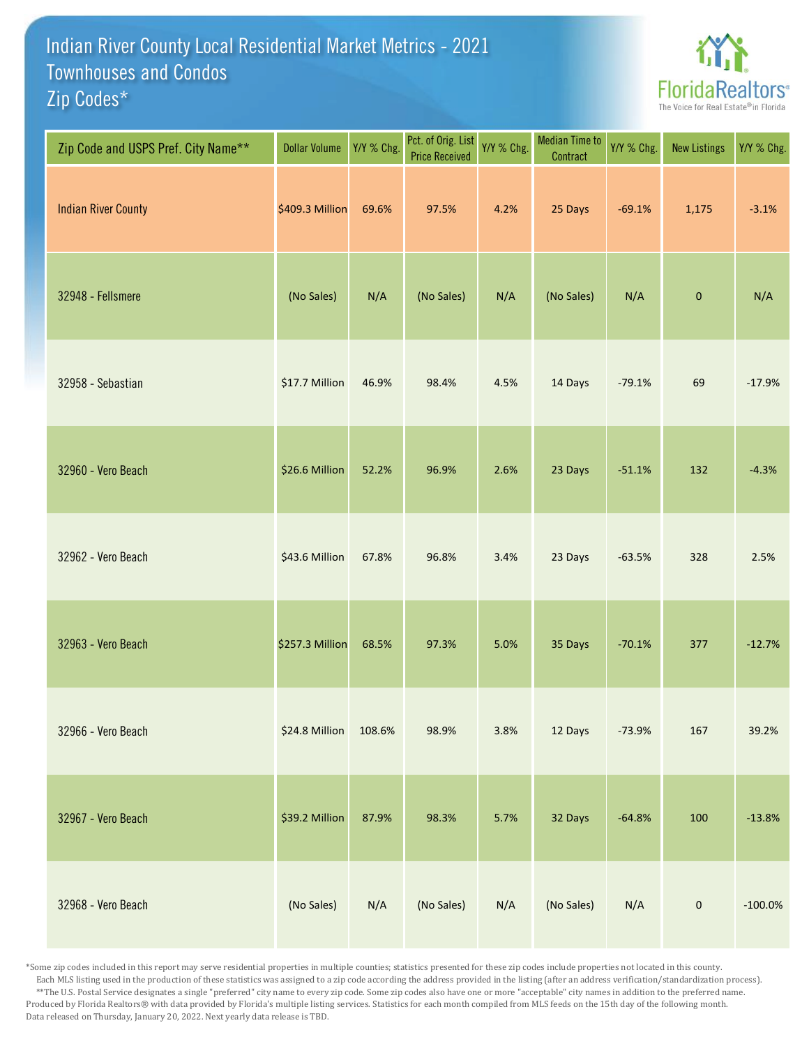# Indian River County Local Residential Market Metrics - 2021
## Townhouses and Condos
## Zip Codes*

| Zip Code and USPS Pref. City Name** | Dollar Volume | Y/Y % Chg. | Pct. of Orig. List Price Received | Y/Y % Chg. | Median Time to Contract | Y/Y % Chg. | New Listings | Y/Y % Chg. |
|---|---|---|---|---|---|---|---|---|
| Indian River County | $409.3 Million | 69.6% | 97.5% | 4.2% | 25 Days | -69.1% | 1,175 | -3.1% |
| 32948 - Fellsmere | (No Sales) | N/A | (No Sales) | N/A | (No Sales) | N/A | 0 | N/A |
| 32958 - Sebastian | $17.7 Million | 46.9% | 98.4% | 4.5% | 14 Days | -79.1% | 69 | -17.9% |
| 32960 - Vero Beach | $26.6 Million | 52.2% | 96.9% | 2.6% | 23 Days | -51.1% | 132 | -4.3% |
| 32962 - Vero Beach | $43.6 Million | 67.8% | 96.8% | 3.4% | 23 Days | -63.5% | 328 | 2.5% |
| 32963 - Vero Beach | $257.3 Million | 68.5% | 97.3% | 5.0% | 35 Days | -70.1% | 377 | -12.7% |
| 32966 - Vero Beach | $24.8 Million | 108.6% | 98.9% | 3.8% | 12 Days | -73.9% | 167 | 39.2% |
| 32967 - Vero Beach | $39.2 Million | 87.9% | 98.3% | 5.7% | 32 Days | -64.8% | 100 | -13.8% |
| 32968 - Vero Beach | (No Sales) | N/A | (No Sales) | N/A | (No Sales) | N/A | 0 | -100.0% |

*Some zip codes included in this report may serve residential properties in multiple counties; statistics presented for these zip codes include properties not located in this county. Each MLS listing used in the production of these statistics was assigned to a zip code according the address provided in the listing (after an address verification/standardization process).
**The U.S. Postal Service designates a single "preferred" city name to every zip code. Some zip codes also have one or more "acceptable" city names in addition to the preferred name.
Produced by Florida Realtors® with data provided by Florida's multiple listing services. Statistics for each month compiled from MLS feeds on the 15th day of the following month.
Data released on Thursday, January 20, 2022. Next yearly data release is TBD.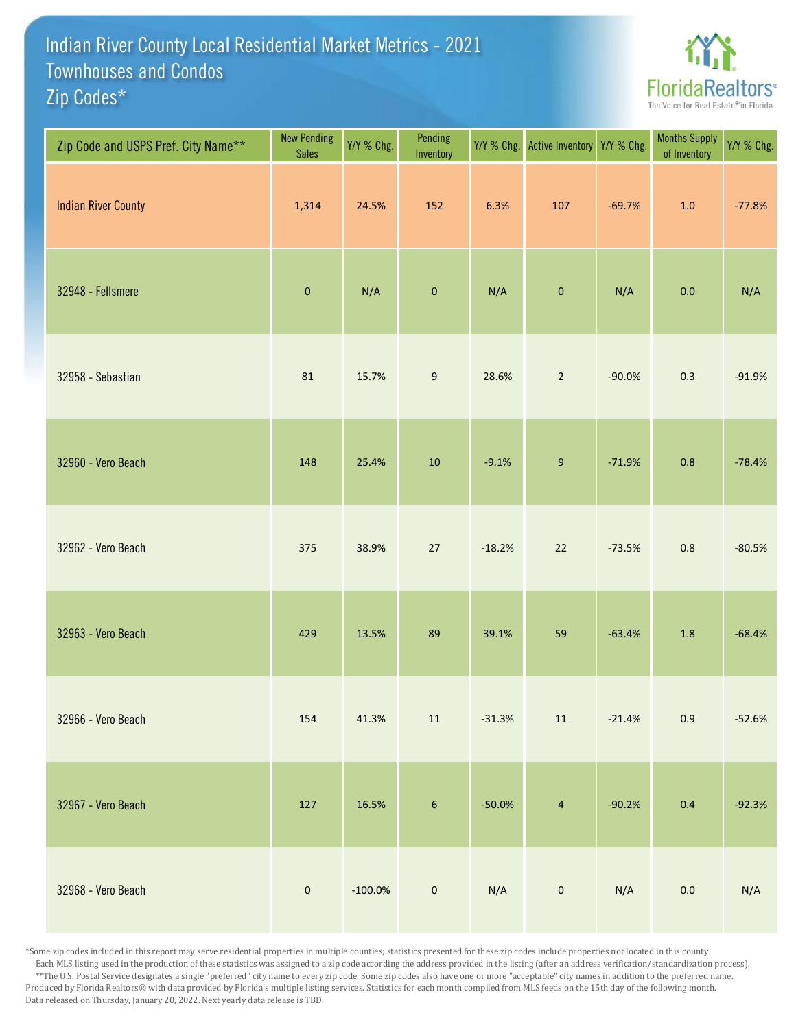# Indian River County Local Residential Market Metrics - 2021
## Townhouses and Condos
## Zip Codes*

| Zip Code and USPS Pref. City Name** | New Pending Sales | Y/Y % Chg. | Pending Inventory | Y/Y % Chg. | Active Inventory | Y/Y % Chg. | Months Supply of Inventory | Y/Y % Chg. |
|---|---|---|---|---|---|---|---|---|
| Indian River County | 1,314 | 24.5% | 152 | 6.3% | 107 | -69.7% | 1.0 | -77.8% |
| 32948 - Fellsmere | 0 | N/A | 0 | N/A | 0 | N/A | 0.0 | N/A |
| 32958 - Sebastian | 81 | 15.7% | 9 | 28.6% | 2 | -90.0% | 0.3 | -91.9% |
| 32960 - Vero Beach | 148 | 25.4% | 10 | -9.1% | 9 | -71.9% | 0.8 | -78.4% |
| 32962 - Vero Beach | 375 | 38.9% | 27 | -18.2% | 22 | -73.5% | 0.8 | -80.5% |
| 32963 - Vero Beach | 429 | 13.5% | 89 | 39.1% | 59 | -63.4% | 1.8 | -68.4% |
| 32966 - Vero Beach | 154 | 41.3% | 11 | -31.3% | 11 | -21.4% | 0.9 | -52.6% |
| 32967 - Vero Beach | 127 | 16.5% | 6 | -50.0% | 4 | -90.2% | 0.4 | -92.3% |
| 32968 - Vero Beach | 0 | -100.0% | 0 | N/A | 0 | N/A | 0.0 | N/A |

*Some zip codes included in this report may serve residential properties in multiple counties; statistics presented for these zip codes include properties not located in this county. Each MLS listing used in the production of these statistics was assigned to a zip code according the address provided in the listing (after an address verification/standardization process).

**The U.S. Postal Service designates a single "preferred" city name to every zip code. Some zip codes also have one or more "acceptable" city names in addition to the preferred name.

Produced by Florida Realtors® with data provided by Florida's multiple listing services. Statistics for each month compiled from MLS feeds on the 15th day of the following month.

Data released on Thursday, January 20, 2022. Next yearly data release is TBD.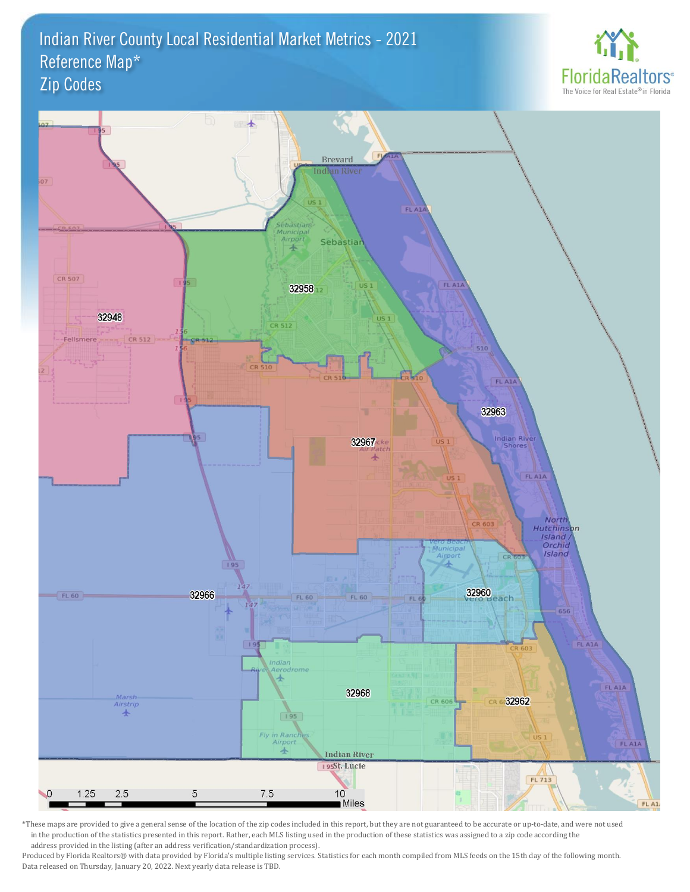# Indian River County Local Residential Market Metrics - 2021
## Reference Map*
## Zip Codes

FloridaRealtors®
The Voice for Real Estate® in Florida

32948
32958
32963
32967
32966
32960
32968
32962

Brevard
Indian River
Sebastian
Fellsmere
Indian River Shores
North Hutchinson Island / Orchid Island
Vero Beach
Indian River
St. Lucie

0 1.25 2.5 5 7.5 10
Miles

*These maps are provided to give a general sense of the location of the zip codes included in this report, but they are not guaranteed to be accurate or up-to-date, and were not used in the production of the statistics presented in this report. Rather, each MLS listing used in the production of these statistics was assigned to a zip code according the address provided in the listing (after an address verification/standardization process).

Produced by Florida Realtors® with data provided by Florida's multiple listing services. Statistics for each month compiled from MLS feeds on the 15th day of the following month. Data released on Thursday, January 20, 2022. Next yearly data release is TBD.